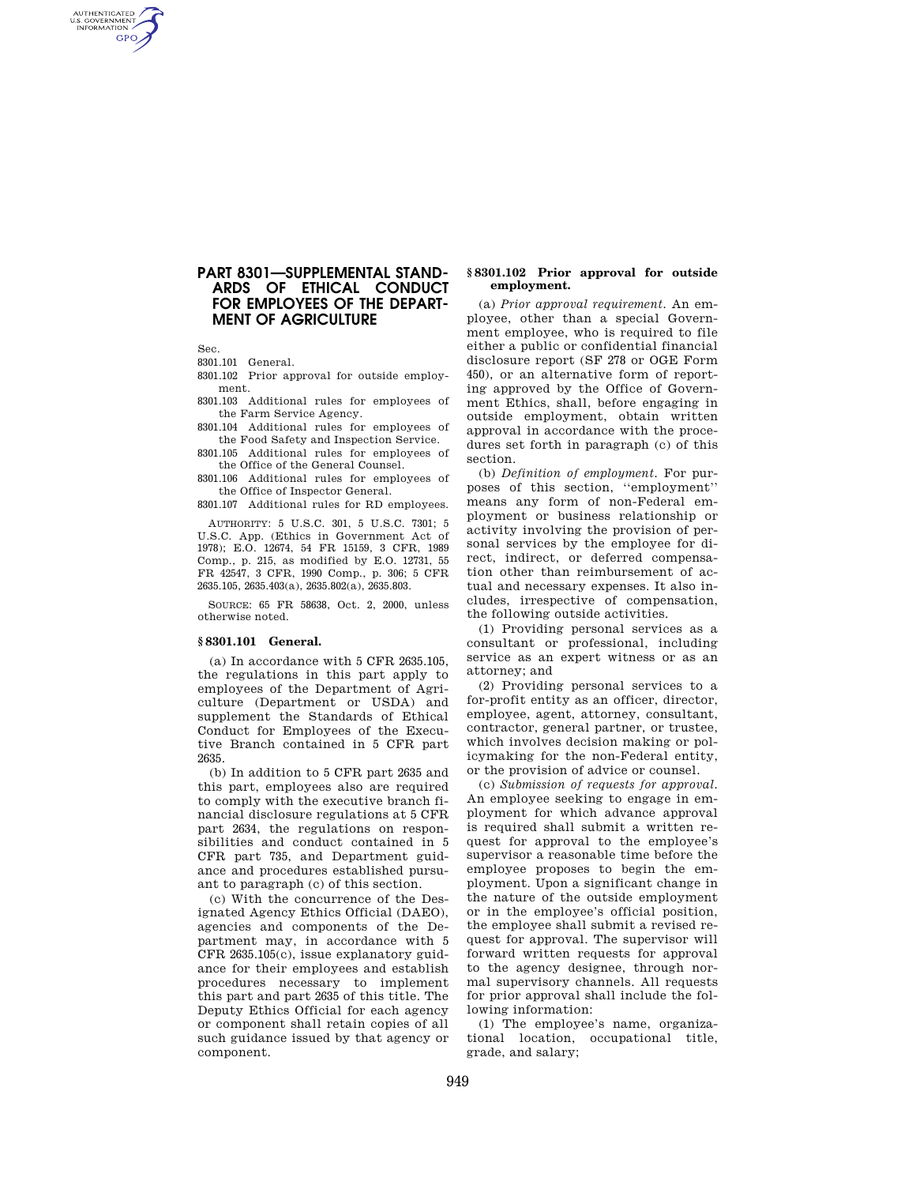# PART 8301—SUPPLEMENTAL STANDARDS OF ETHICAL CONDUCT FOR EMPLOYEES OF THE DEPARTMENT OF AGRICULTURE

Sec.

8301.101 General.

8301.102 Prior approval for outside employment.

8301.103 Additional rules for employees of the Farm Service Agency.

8301.104 Additional rules for employees of the Food Safety and Inspection Service.

8301.105 Additional rules for employees of the Office of the General Counsel.

8301.106 Additional rules for employees of the Office of Inspector General.

8301.107 Additional rules for RD employees.

AUTHORITY: 5 U.S.C. 301, 5 U.S.C. 7301; 5 U.S.C. App. (Ethics in Government Act of 1978); E.O. 12674, 54 FR 15159, 3 CFR, 1989 Comp., p. 215, as modified by E.O. 12731, 55 FR 42547, 3 CFR, 1990 Comp., p. 306; 5 CFR 2635.105, 2635.403(a), 2635.802(a), 2635.803.

SOURCE: 65 FR 58638, Oct. 2, 2000, unless otherwise noted.

## § 8301.101 General.

(a) In accordance with 5 CFR 2635.105, the regulations in this part apply to employees of the Department of Agriculture (Department or USDA) and supplement the Standards of Ethical Conduct for Employees of the Executive Branch contained in 5 CFR part 2635.

(b) In addition to 5 CFR part 2635 and this part, employees also are required to comply with the executive branch financial disclosure regulations at 5 CFR part 2634, the regulations on responsibilities and conduct contained in 5 CFR part 735, and Department guidance and procedures established pursuant to paragraph (c) of this section.

(c) With the concurrence of the Designated Agency Ethics Official (DAEO), agencies and components of the Department may, in accordance with 5 CFR 2635.105(c), issue explanatory guidance for their employees and establish procedures necessary to implement this part and part 2635 of this title. The Deputy Ethics Official for each agency or component shall retain copies of all such guidance issued by that agency or component.

## § 8301.102 Prior approval for outside employment.

(a) *Prior approval requirement.* An employee, other than a special Government employee, who is required to file either a public or confidential financial disclosure report (SF 278 or OGE Form 450), or an alternative form of reporting approved by the Office of Government Ethics, shall, before engaging in outside employment, obtain written approval in accordance with the procedures set forth in paragraph (c) of this section.

(b) *Definition of employment.* For purposes of this section, "employment" means any form of non-Federal employment or business relationship or activity involving the provision of personal services by the employee for direct, indirect, or deferred compensation other than reimbursement of actual and necessary expenses. It also includes, irrespective of compensation, the following outside activities.

(1) Providing personal services as a consultant or professional, including service as an expert witness or as an attorney; and

(2) Providing personal services to a for-profit entity as an officer, director, employee, agent, attorney, consultant, contractor, general partner, or trustee, which involves decision making or policymaking for the non-Federal entity, or the provision of advice or counsel.

(c) *Submission of requests for approval.* An employee seeking to engage in employment for which advance approval is required shall submit a written request for approval to the employee's supervisor a reasonable time before the employee proposes to begin the employment. Upon a significant change in the nature of the outside employment or in the employee's official position, the employee shall submit a revised request for approval. The supervisor will forward written requests for approval to the agency designee, through normal supervisory channels. All requests for prior approval shall include the following information:

(1) The employee's name, organizational location, occupational title, grade, and salary;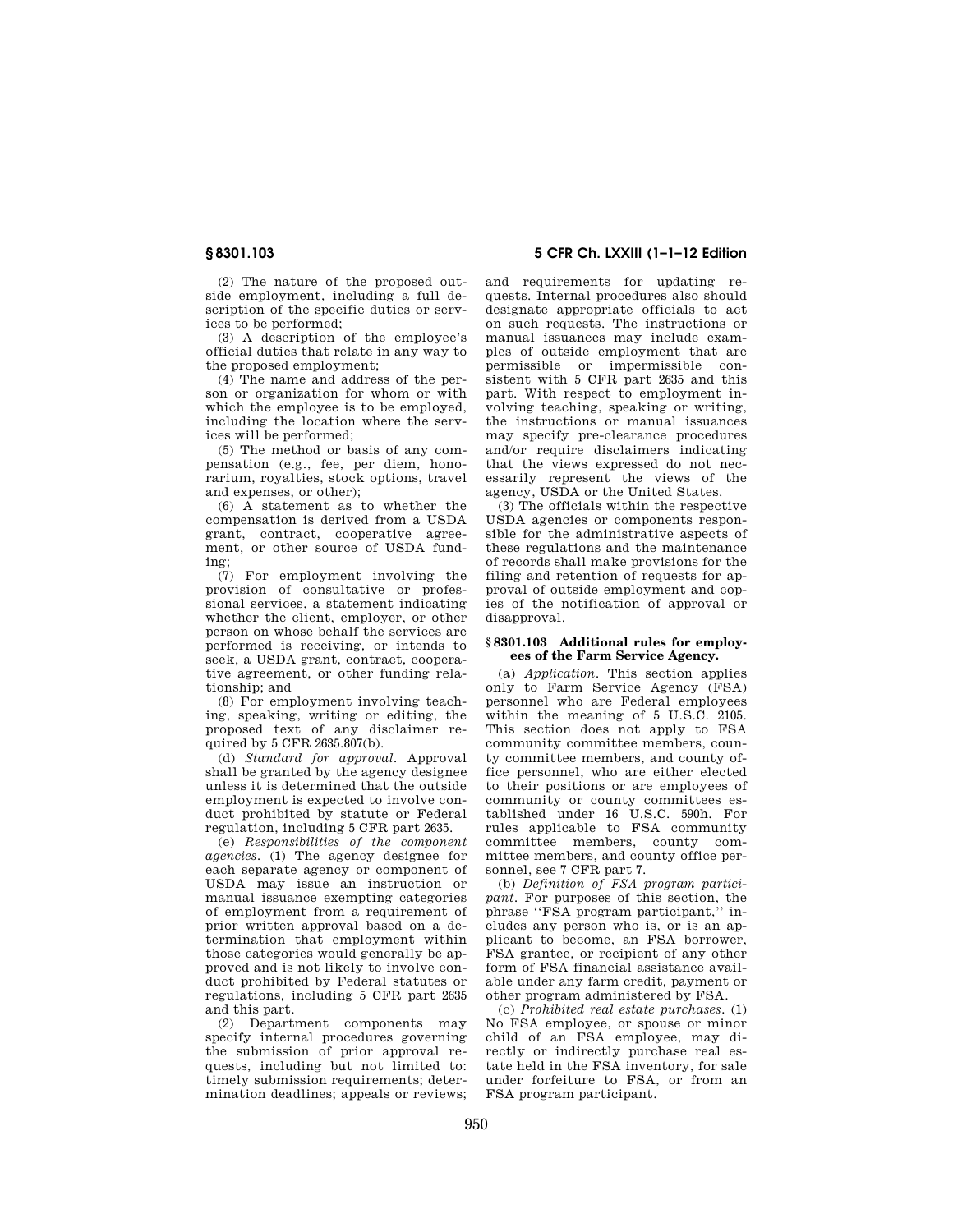(2) The nature of the proposed outside employment, including a full description of the specific duties or services to be performed;

(3) A description of the employee's official duties that relate in any way to the proposed employment;

(4) The name and address of the person or organization for whom or with which the employee is to be employed, including the location where the services will be performed;

(5) The method or basis of any compensation (e.g., fee, per diem, honorarium, royalties, stock options, travel and expenses, or other);

(6) A statement as to whether the compensation is derived from a USDA grant, contract, cooperative agreement, or other source of USDA funding;

(7) For employment involving the provision of consultative or professional services, a statement indicating whether the client, employer, or other person on whose behalf the services are performed is receiving, or intends to seek, a USDA grant, contract, cooperative agreement, or other funding relationship; and

(8) For employment involving teaching, speaking, writing or editing, the proposed text of any disclaimer required by 5 CFR 2635.807(b).

(d) *Standard for approval.* Approval shall be granted by the agency designee unless it is determined that the outside employment is expected to involve conduct prohibited by statute or Federal regulation, including 5 CFR part 2635.

(e) *Responsibilities of the component agencies.* (1) The agency designee for each separate agency or component of USDA may issue an instruction or manual issuance exempting categories of employment from a requirement of prior written approval based on a determination that employment within those categories would generally be approved and is not likely to involve conduct prohibited by Federal statutes or regulations, including 5 CFR part 2635 and this part.

(2) Department components may specify internal procedures governing the submission of prior approval requests, including but not limited to: timely submission requirements; determination deadlines; appeals or reviews; and requirements for updating requests. Internal procedures also should designate appropriate officials to act on such requests. The instructions or manual issuances may include examples of outside employment that are permissible or impermissible consistent with 5 CFR part 2635 and this part. With respect to employment involving teaching, speaking or writing, the instructions or manual issuances may specify pre-clearance procedures and/or require disclaimers indicating that the views expressed do not necessarily represent the views of the agency, USDA or the United States.

(3) The officials within the respective USDA agencies or components responsible for the administrative aspects of these regulations and the maintenance of records shall make provisions for the filing and retention of requests for approval of outside employment and copies of the notification of approval or disapproval.

### § 8301.103 Additional rules for employees of the Farm Service Agency.

(a) *Application.* This section applies only to Farm Service Agency (FSA) personnel who are Federal employees within the meaning of 5 U.S.C. 2105. This section does not apply to FSA community committee members, county committee members, and county office personnel, who are either elected to their positions or are employees of community or county committees established under 16 U.S.C. 590h. For rules applicable to FSA community committee members, county committee members, and county office personnel, see 7 CFR part 7.

(b) *Definition of FSA program participant.* For purposes of this section, the phrase ''FSA program participant,'' includes any person who is, or is an applicant to become, an FSA borrower, FSA grantee, or recipient of any other form of FSA financial assistance available under any farm credit, payment or other program administered by FSA.

(c) *Prohibited real estate purchases.* (1) No FSA employee, or spouse or minor child of an FSA employee, may directly or indirectly purchase real estate held in the FSA inventory, for sale under forfeiture to FSA, or from an FSA program participant.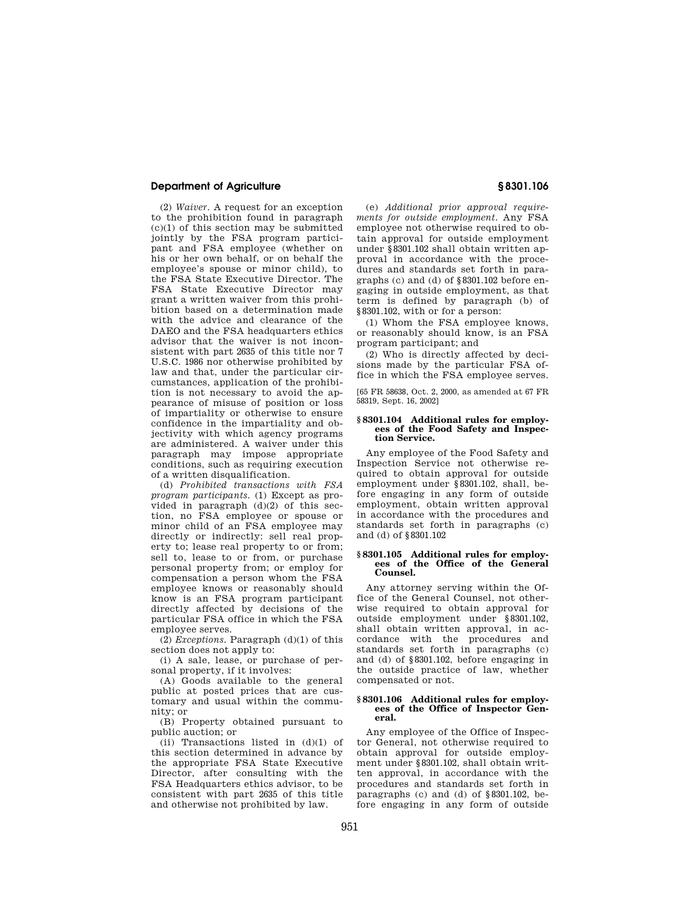(2) *Waiver.* A request for an exception to the prohibition found in paragraph (c)(1) of this section may be submitted jointly by the FSA program participant and FSA employee (whether on his or her own behalf, or on behalf the employee's spouse or minor child), to the FSA State Executive Director. The FSA State Executive Director may grant a written waiver from this prohibition based on a determination made with the advice and clearance of the DAEO and the FSA headquarters ethics advisor that the waiver is not inconsistent with part 2635 of this title nor 7 U.S.C. 1986 nor otherwise prohibited by law and that, under the particular circumstances, application of the prohibition is not necessary to avoid the appearance of misuse of position or loss of impartiality or otherwise to ensure confidence in the impartiality and objectivity with which agency programs are administered. A waiver under this paragraph may impose appropriate conditions, such as requiring execution of a written disqualification.

(d) *Prohibited transactions with FSA program participants.* (1) Except as provided in paragraph (d)(2) of this section, no FSA employee or spouse or minor child of an FSA employee may directly or indirectly: sell real property to; lease real property to or from; sell to, lease to or from, or purchase personal property from; or employ for compensation a person whom the FSA employee knows or reasonably should know is an FSA program participant directly affected by decisions of the particular FSA office in which the FSA employee serves.

(2) *Exceptions.* Paragraph (d)(1) of this section does not apply to:

(i) A sale, lease, or purchase of personal property, if it involves:

(A) Goods available to the general public at posted prices that are customary and usual within the community; or

(B) Property obtained pursuant to public auction; or

(ii) Transactions listed in (d)(1) of this section determined in advance by the appropriate FSA State Executive Director, after consulting with the FSA Headquarters ethics advisor, to be consistent with part 2635 of this title and otherwise not prohibited by law.

(e) *Additional prior approval requirements for outside employment.* Any FSA employee not otherwise required to obtain approval for outside employment under §8301.102 shall obtain written approval in accordance with the procedures and standards set forth in paragraphs (c) and (d) of §8301.102 before engaging in outside employment, as that term is defined by paragraph (b) of §8301.102, with or for a person:

(1) Whom the FSA employee knows, or reasonably should know, is an FSA program participant; and

(2) Who is directly affected by decisions made by the particular FSA office in which the FSA employee serves.

[65 FR 58638, Oct. 2, 2000, as amended at 67 FR 58319, Sept. 16, 2002]

### §8301.104 Additional rules for employees of the Food Safety and Inspection Service.

Any employee of the Food Safety and Inspection Service not otherwise required to obtain approval for outside employment under §8301.102, shall, before engaging in any form of outside employment, obtain written approval in accordance with the procedures and standards set forth in paragraphs (c) and (d) of §8301.102

### §8301.105 Additional rules for employees of the Office of the General Counsel.

Any attorney serving within the Office of the General Counsel, not otherwise required to obtain approval for outside employment under §8301.102, shall obtain written approval, in accordance with the procedures and standards set forth in paragraphs (c) and (d) of §8301.102, before engaging in the outside practice of law, whether compensated or not.

### §8301.106 Additional rules for employees of the Office of Inspector General.

Any employee of the Office of Inspector General, not otherwise required to obtain approval for outside employment under §8301.102, shall obtain written approval, in accordance with the procedures and standards set forth in paragraphs (c) and (d) of §8301.102, before engaging in any form of outside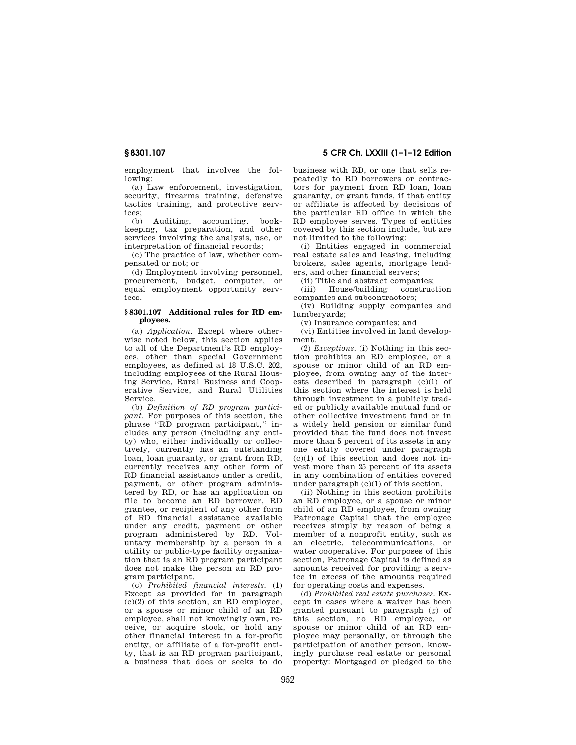employment that involves the following:

(a) Law enforcement, investigation, security, firearms training, defensive tactics training, and protective services;

(b) Auditing, accounting, bookkeeping, tax preparation, and other services involving the analysis, use, or interpretation of financial records;

(c) The practice of law, whether compensated or not; or

(d) Employment involving personnel, procurement, budget, computer, or equal employment opportunity services.

### § 8301.107 Additional rules for RD employees.

(a) *Application.* Except where otherwise noted below, this section applies to all of the Department's RD employees, other than special Government employees, as defined at 18 U.S.C. 202, including employees of the Rural Housing Service, Rural Business and Cooperative Service, and Rural Utilities Service.

(b) *Definition of RD program participant.* For purposes of this section, the phrase "RD program participant," includes any person (including any entity) who, either individually or collectively, currently has an outstanding loan, loan guaranty, or grant from RD, currently receives any other form of RD financial assistance under a credit, payment, or other program administered by RD, or has an application on file to become an RD borrower, RD grantee, or recipient of any other form of RD financial assistance available under any credit, payment or other program administered by RD. Voluntary membership by a person in a utility or public-type facility organization that is an RD program participant does not make the person an RD program participant.

(c) *Prohibited financial interests.* (1) Except as provided for in paragraph (c)(2) of this section, an RD employee, or a spouse or minor child of an RD employee, shall not knowingly own, receive, or acquire stock, or hold any other financial interest in a for-profit entity, or affiliate of a for-profit entity, that is an RD program participant, a business that does or seeks to do business with RD, or one that sells repeatedly to RD borrowers or contractors for payment from RD loan, loan guaranty, or grant funds, if that entity or affiliate is affected by decisions of the particular RD office in which the RD employee serves. Types of entities covered by this section include, but are not limited to the following:

(i) Entities engaged in commercial real estate sales and leasing, including brokers, sales agents, mortgage lenders, and other financial servers;

(ii) Title and abstract companies;

(iii) House/building construction companies and subcontractors;

(iv) Building supply companies and lumberyards;

(v) Insurance companies; and

(vi) Entities involved in land development.

(2) *Exceptions.* (i) Nothing in this section prohibits an RD employee, or a spouse or minor child of an RD employee, from owning any of the interests described in paragraph (c)(1) of this section where the interest is held through investment in a publicly traded or publicly available mutual fund or other collective investment fund or in a widely held pension or similar fund provided that the fund does not invest more than 5 percent of its assets in any one entity covered under paragraph (c)(1) of this section and does not invest more than 25 percent of its assets in any combination of entities covered under paragraph (c)(1) of this section.

(ii) Nothing in this section prohibits an RD employee, or a spouse or minor child of an RD employee, from owning Patronage Capital that the employee receives simply by reason of being a member of a nonprofit entity, such as an electric, telecommunications, or water cooperative. For purposes of this section, Patronage Capital is defined as amounts received for providing a service in excess of the amounts required for operating costs and expenses.

(d) *Prohibited real estate purchases.* Except in cases where a waiver has been granted pursuant to paragraph (g) of this section, no RD employee, or spouse or minor child of an RD employee may personally, or through the participation of another person, knowingly purchase real estate or personal property: Mortgaged or pledged to the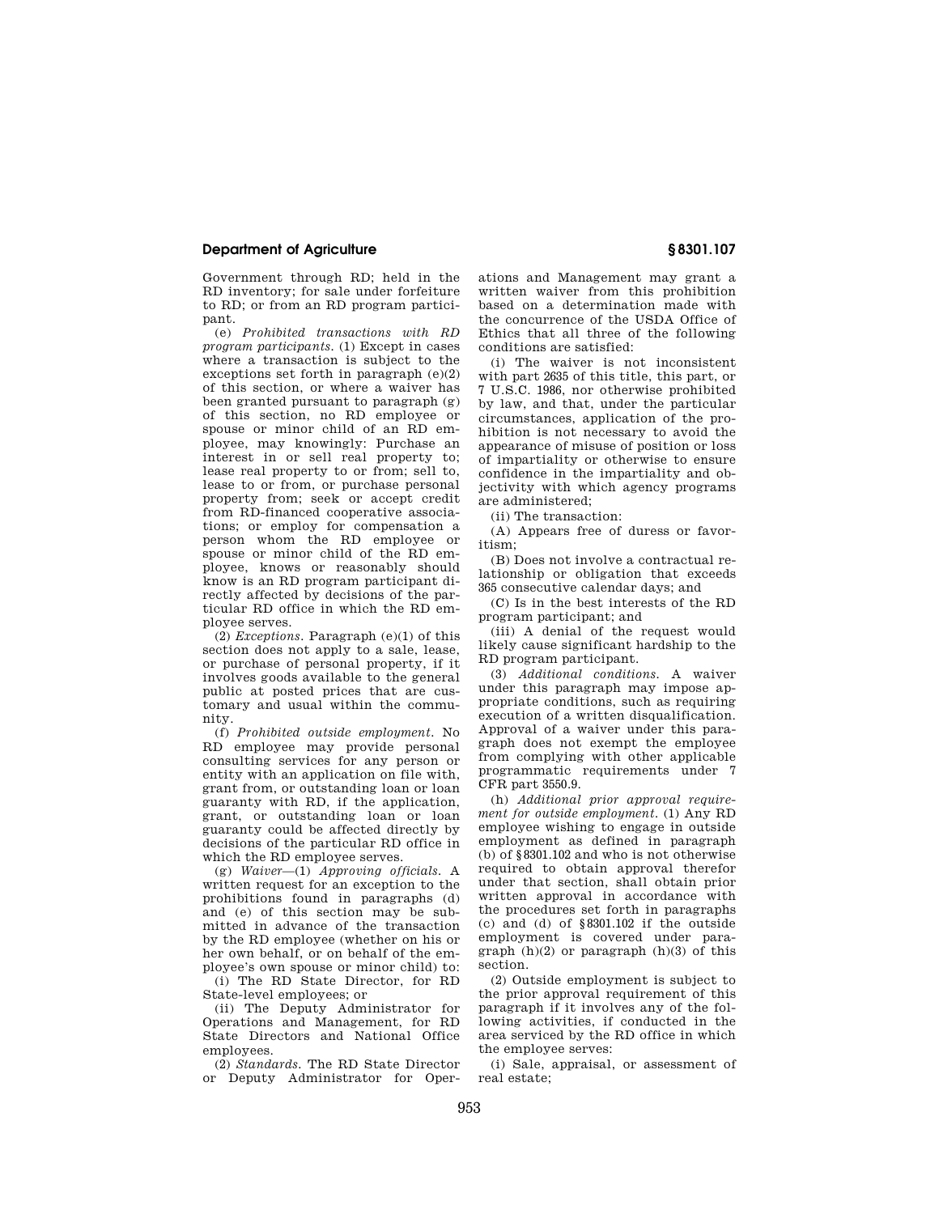Government through RD; held in the RD inventory; for sale under forfeiture to RD; or from an RD program participant.

(e) *Prohibited transactions with RD program participants.* (1) Except in cases where a transaction is subject to the exceptions set forth in paragraph (e)(2) of this section, or where a waiver has been granted pursuant to paragraph (g) of this section, no RD employee or spouse or minor child of an RD employee, may knowingly: Purchase an interest in or sell real property to; lease real property to or from; sell to, lease to or from, or purchase personal property from; seek or accept credit from RD-financed cooperative associations; or employ for compensation a person whom the RD employee or spouse or minor child of the RD employee, knows or reasonably should know is an RD program participant directly affected by decisions of the particular RD office in which the RD employee serves.

(2) *Exceptions.* Paragraph (e)(1) of this section does not apply to a sale, lease, or purchase of personal property, if it involves goods available to the general public at posted prices that are customary and usual within the community.

(f) *Prohibited outside employment.* No RD employee may provide personal consulting services for any person or entity with an application on file with, grant from, or outstanding loan or loan guaranty with RD, if the application, grant, or outstanding loan or loan guaranty could be affected directly by decisions of the particular RD office in which the RD employee serves.

(g) *Waiver*—(1) *Approving officials.* A written request for an exception to the prohibitions found in paragraphs (d) and (e) of this section may be submitted in advance of the transaction by the RD employee (whether on his or her own behalf, or on behalf of the employee's own spouse or minor child) to:

(i) The RD State Director, for RD State-level employees; or

(ii) The Deputy Administrator for Operations and Management, for RD State Directors and National Office employees.

(2) *Standards.* The RD State Director or Deputy Administrator for Operations and Management may grant a written waiver from this prohibition based on a determination made with the concurrence of the USDA Office of Ethics that all three of the following conditions are satisfied:

(i) The waiver is not inconsistent with part 2635 of this title, this part, or 7 U.S.C. 1986, nor otherwise prohibited by law, and that, under the particular circumstances, application of the prohibition is not necessary to avoid the appearance of misuse of position or loss of impartiality or otherwise to ensure confidence in the impartiality and objectivity with which agency programs are administered;

(ii) The transaction:

(A) Appears free of duress or favoritism;

(B) Does not involve a contractual relationship or obligation that exceeds 365 consecutive calendar days; and

(C) Is in the best interests of the RD program participant; and

(iii) A denial of the request would likely cause significant hardship to the RD program participant.

(3) *Additional conditions.* A waiver under this paragraph may impose appropriate conditions, such as requiring execution of a written disqualification. Approval of a waiver under this paragraph does not exempt the employee from complying with other applicable programmatic requirements under 7 CFR part 3550.9.

(h) *Additional prior approval requirement for outside employment.* (1) Any RD employee wishing to engage in outside employment as defined in paragraph (b) of §8301.102 and who is not otherwise required to obtain approval therefor under that section, shall obtain prior written approval in accordance with the procedures set forth in paragraphs (c) and (d) of §8301.102 if the outside employment is covered under paragraph (h)(2) or paragraph (h)(3) of this section.

(2) Outside employment is subject to the prior approval requirement of this paragraph if it involves any of the following activities, if conducted in the area serviced by the RD office in which the employee serves:

(i) Sale, appraisal, or assessment of real estate;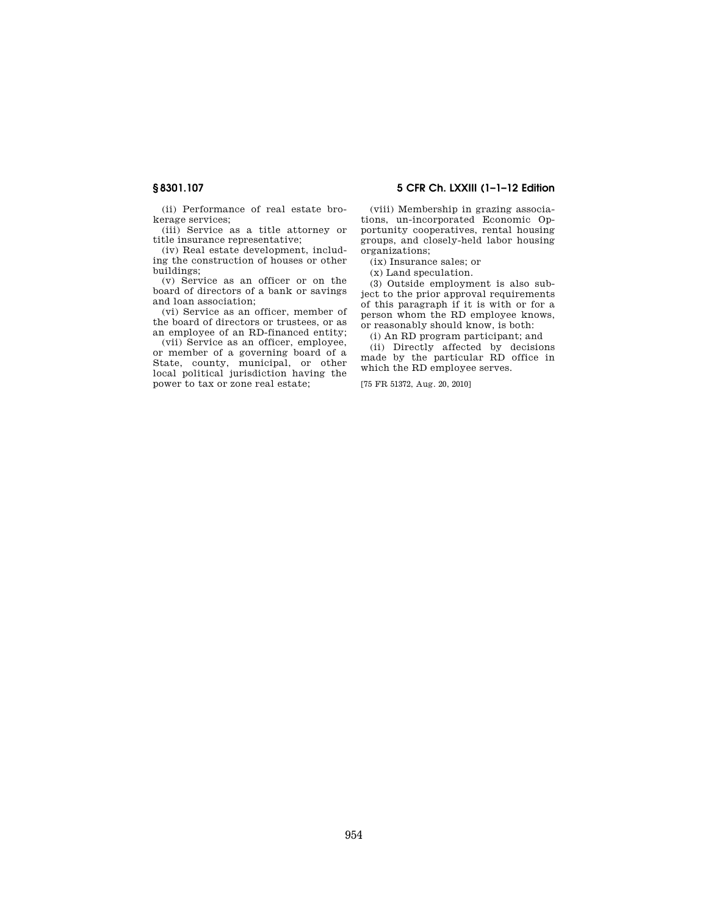(ii) Performance of real estate brokerage services;

(iii) Service as a title attorney or title insurance representative;

(iv) Real estate development, including the construction of houses or other buildings;

(v) Service as an officer or on the board of directors of a bank or savings and loan association;

(vi) Service as an officer, member of the board of directors or trustees, or as an employee of an RD-financed entity;

(vii) Service as an officer, employee, or member of a governing board of a State, county, municipal, or other local political jurisdiction having the power to tax or zone real estate;

(viii) Membership in grazing associations, un-incorporated Economic Opportunity cooperatives, rental housing groups, and closely-held labor housing organizations;

(ix) Insurance sales; or

(x) Land speculation.

(3) Outside employment is also subject to the prior approval requirements of this paragraph if it is with or for a person whom the RD employee knows, or reasonably should know, is both:

(i) An RD program participant; and

(ii) Directly affected by decisions made by the particular RD office in which the RD employee serves.

[75 FR 51372, Aug. 20, 2010]